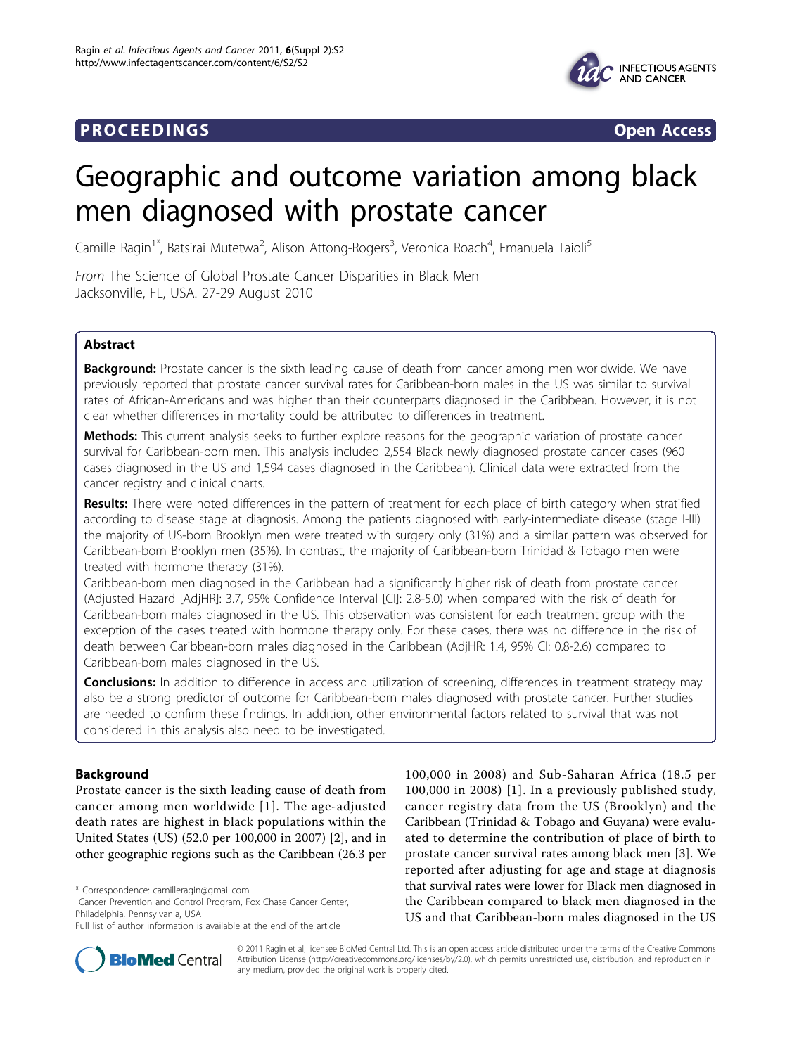**PROCEEDINGS** **Open Access**

# Geographic and outcome variation among black men diagnosed with prostate cancer

Camille Ragin[1*], Batsirai Mutetwa[2], Alison Attong-Rogers[3], Veronica Roach[4], Emanuela Taioli[5]

*From* The Science of Global Prostate Cancer Disparities in Black Men
Jacksonville, FL, USA. 27-29 August 2010

## Abstract

**Background:** Prostate cancer is the sixth leading cause of death from cancer among men worldwide. We have previously reported that prostate cancer survival rates for Caribbean-born males in the US was similar to survival rates of African-Americans and was higher than their counterparts diagnosed in the Caribbean. However, it is not clear whether differences in mortality could be attributed to differences in treatment.

**Methods:** This current analysis seeks to further explore reasons for the geographic variation of prostate cancer survival for Caribbean-born men. This analysis included 2,554 Black newly diagnosed prostate cancer cases (960 cases diagnosed in the US and 1,594 cases diagnosed in the Caribbean). Clinical data were extracted from the cancer registry and clinical charts.

**Results:** There were noted differences in the pattern of treatment for each place of birth category when stratified according to disease stage at diagnosis. Among the patients diagnosed with early-intermediate disease (stage I-III) the majority of US-born Brooklyn men were treated with surgery only (31%) and a similar pattern was observed for Caribbean-born Brooklyn men (35%). In contrast, the majority of Caribbean-born Trinidad & Tobago men were treated with hormone therapy (31%).

Caribbean-born men diagnosed in the Caribbean had a significantly higher risk of death from prostate cancer (Adjusted Hazard [AdjHR]: 3.7, 95% Confidence Interval [CI]: 2.8-5.0) when compared with the risk of death for Caribbean-born males diagnosed in the US. This observation was consistent for each treatment group with the exception of the cases treated with hormone therapy only. For these cases, there was no difference in the risk of death between Caribbean-born males diagnosed in the Caribbean (AdjHR: 1.4, 95% CI: 0.8-2.6) compared to Caribbean-born males diagnosed in the US.

**Conclusions:** In addition to difference in access and utilization of screening, differences in treatment strategy may also be a strong predictor of outcome for Caribbean-born males diagnosed with prostate cancer. Further studies are needed to confirm these findings. In addition, other environmental factors related to survival that was not considered in this analysis also need to be investigated.

## Background

Prostate cancer is the sixth leading cause of death from cancer among men worldwide [1]. The age-adjusted death rates are highest in black populations within the United States (US) (52.0 per 100,000 in 2007) [2], and in other geographic regions such as the Caribbean (26.3 per 100,000 in 2008) and Sub-Saharan Africa (18.5 per 100,000 in 2008) [1]. In a previously published study, cancer registry data from the US (Brooklyn) and the Caribbean (Trinidad & Tobago and Guyana) were evaluated to determine the contribution of place of birth to prostate cancer survival rates among black men [3]. We reported after adjusting for age and stage at diagnosis that survival rates were lower for Black men diagnosed in the Caribbean compared to black men diagnosed in the US and that Caribbean-born males diagnosed in the US

\* Correspondence: camilleragin@gmail.com
[1]Cancer Prevention and Control Program, Fox Chase Cancer Center, Philadelphia, Pennsylvania, USA
Full list of author information is available at the end of the article

© 2011 Ragin et al; licensee BioMed Central Ltd. This is an open access article distributed under the terms of the Creative Commons Attribution License (http://creativecommons.org/licenses/by/2.0), which permits unrestricted use, distribution, and reproduction in any medium, provided the original work is properly cited.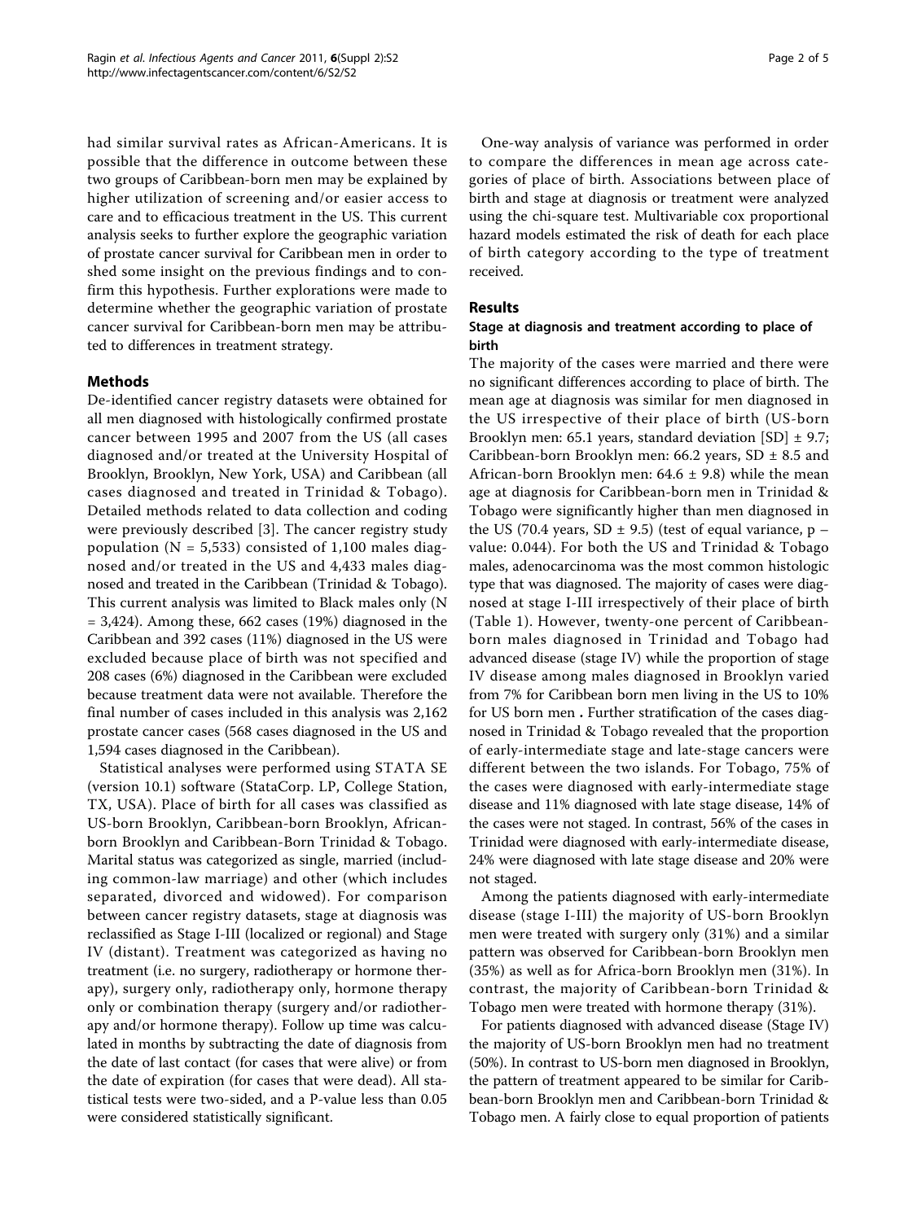had similar survival rates as African-Americans. It is possible that the difference in outcome between these two groups of Caribbean-born men may be explained by higher utilization of screening and/or easier access to care and to efficacious treatment in the US. This current analysis seeks to further explore the geographic variation of prostate cancer survival for Caribbean men in order to shed some insight on the previous findings and to confirm this hypothesis. Further explorations were made to determine whether the geographic variation of prostate cancer survival for Caribbean-born men may be attributed to differences in treatment strategy.

## Methods

De-identified cancer registry datasets were obtained for all men diagnosed with histologically confirmed prostate cancer between 1995 and 2007 from the US (all cases diagnosed and/or treated at the University Hospital of Brooklyn, Brooklyn, New York, USA) and Caribbean (all cases diagnosed and treated in Trinidad & Tobago). Detailed methods related to data collection and coding were previously described [3]. The cancer registry study population (N = 5,533) consisted of 1,100 males diagnosed and/or treated in the US and 4,433 males diagnosed and treated in the Caribbean (Trinidad & Tobago). This current analysis was limited to Black males only (N = 3,424). Among these, 662 cases (19%) diagnosed in the Caribbean and 392 cases (11%) diagnosed in the US were excluded because place of birth was not specified and 208 cases (6%) diagnosed in the Caribbean were excluded because treatment data were not available. Therefore the final number of cases included in this analysis was 2,162 prostate cancer cases (568 cases diagnosed in the US and 1,594 cases diagnosed in the Caribbean).

Statistical analyses were performed using STATA SE (version 10.1) software (StataCorp. LP, College Station, TX, USA). Place of birth for all cases was classified as US-born Brooklyn, Caribbean-born Brooklyn, African-born Brooklyn and Caribbean-Born Trinidad & Tobago. Marital status was categorized as single, married (including common-law marriage) and other (which includes separated, divorced and widowed). For comparison between cancer registry datasets, stage at diagnosis was reclassified as Stage I-III (localized or regional) and Stage IV (distant). Treatment was categorized as having no treatment (i.e. no surgery, radiotherapy or hormone therapy), surgery only, radiotherapy only, hormone therapy only or combination therapy (surgery and/or radiotherapy and/or hormone therapy). Follow up time was calculated in months by subtracting the date of diagnosis from the date of last contact (for cases that were alive) or from the date of expiration (for cases that were dead). All statistical tests were two-sided, and a P-value less than 0.05 were considered statistically significant.

One-way analysis of variance was performed in order to compare the differences in mean age across categories of place of birth. Associations between place of birth and stage at diagnosis or treatment were analyzed using the chi-square test. Multivariable cox proportional hazard models estimated the risk of death for each place of birth category according to the type of treatment received.

## Results

### Stage at diagnosis and treatment according to place of birth

The majority of the cases were married and there were no significant differences according to place of birth. The mean age at diagnosis was similar for men diagnosed in the US irrespective of their place of birth (US-born Brooklyn men: 65.1 years, standard deviation [SD] ± 9.7; Caribbean-born Brooklyn men: 66.2 years, SD ± 8.5 and African-born Brooklyn men: 64.6 ± 9.8) while the mean age at diagnosis for Caribbean-born men in Trinidad & Tobago were significantly higher than men diagnosed in the US (70.4 years, SD ± 9.5) (test of equal variance, p – value: 0.044). For both the US and Trinidad & Tobago males, adenocarcinoma was the most common histologic type that was diagnosed. The majority of cases were diagnosed at stage I-III irrespectively of their place of birth (Table 1). However, twenty-one percent of Caribbean-born males diagnosed in Trinidad and Tobago had advanced disease (stage IV) while the proportion of stage IV disease among males diagnosed in Brooklyn varied from 7% for Caribbean born men living in the US to 10% for US born men . Further stratification of the cases diagnosed in Trinidad & Tobago revealed that the proportion of early-intermediate stage and late-stage cancers were different between the two islands. For Tobago, 75% of the cases were diagnosed with early-intermediate stage disease and 11% diagnosed with late stage disease, 14% of the cases were not staged. In contrast, 56% of the cases in Trinidad were diagnosed with early-intermediate disease, 24% were diagnosed with late stage disease and 20% were not staged.

Among the patients diagnosed with early-intermediate disease (stage I-III) the majority of US-born Brooklyn men were treated with surgery only (31%) and a similar pattern was observed for Caribbean-born Brooklyn men (35%) as well as for Africa-born Brooklyn men (31%). In contrast, the majority of Caribbean-born Trinidad & Tobago men were treated with hormone therapy (31%).

For patients diagnosed with advanced disease (Stage IV) the majority of US-born Brooklyn men had no treatment (50%). In contrast to US-born men diagnosed in Brooklyn, the pattern of treatment appeared to be similar for Caribbean-born Brooklyn men and Caribbean-born Trinidad & Tobago men. A fairly close to equal proportion of patients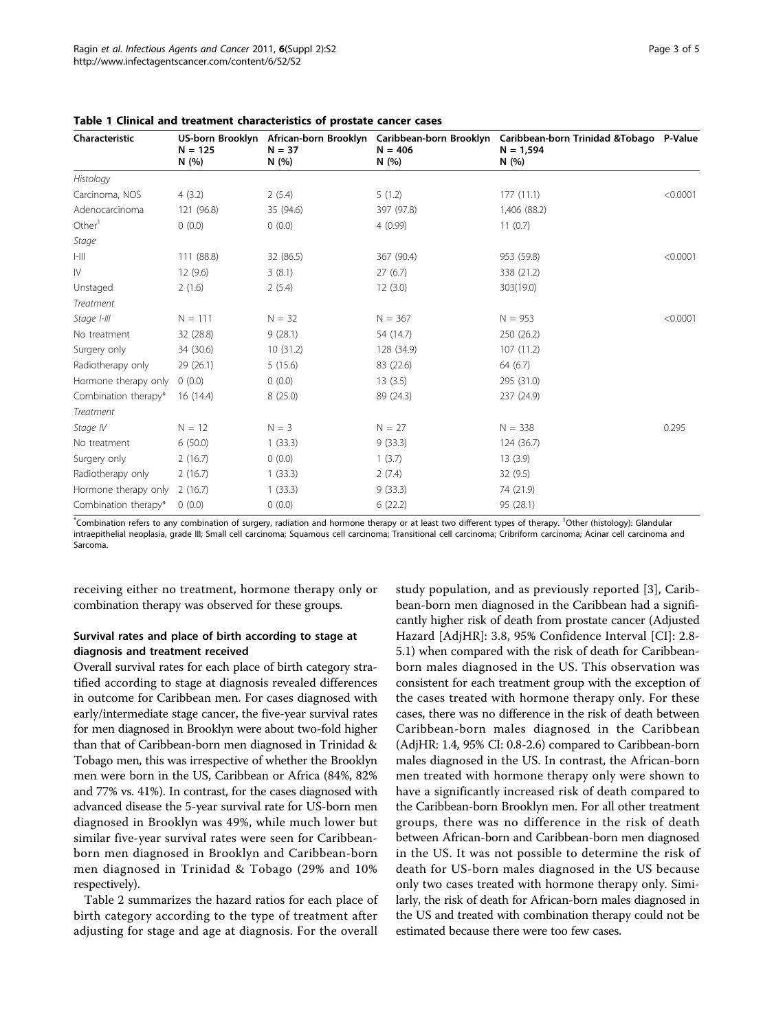**Table 1 Clinical and treatment characteristics of prostate cancer cases**

| Characteristic | US-born Brooklyn N = 125 N (%) | African-born Brooklyn N = 37 N (%) | Caribbean-born Brooklyn N = 406 N (%) | Caribbean-born Trinidad &Tobago N = 1,594 N (%) | P-Value |
|---|---|---|---|---|---|
| *Histology* | | | | | |
| Carcinoma, NOS | 4 (3.2) | 2 (5.4) | 5 (1.2) | 177 (11.1) | <0.0001 |
| Adenocarcinoma | 121 (96.8) | 35 (94.6) | 397 (97.8) | 1,406 (88.2) | |
| Other[1] | 0 (0.0) | 0 (0.0) | 4 (0.99) | 11 (0.7) | |
| *Stage* | | | | | |
| I-III | 111 (88.8) | 32 (86.5) | 367 (90.4) | 953 (59.8) | <0.0001 |
| IV | 12 (9.6) | 3 (8.1) | 27 (6.7) | 338 (21.2) | |
| Unstaged | 2 (1.6) | 2 (5.4) | 12 (3.0) | 303(19.0) | |
| *Treatment* | | | | | |
| *Stage I-III* | N = 111 | N = 32 | N = 367 | N = 953 | <0.0001 |
| No treatment | 32 (28.8) | 9 (28.1) | 54 (14.7) | 250 (26.2) | |
| Surgery only | 34 (30.6) | 10 (31.2) | 128 (34.9) | 107 (11.2) | |
| Radiotherapy only | 29 (26.1) | 5 (15.6) | 83 (22.6) | 64 (6.7) | |
| Hormone therapy only | 0 (0.0) | 0 (0.0) | 13 (3.5) | 295 (31.0) | |
| Combination therapy* | 16 (14.4) | 8 (25.0) | 89 (24.3) | 237 (24.9) | |
| *Treatment* | | | | | |
| *Stage IV* | N = 12 | N = 3 | N = 27 | N = 338 | 0.295 |
| No treatment | 6 (50.0) | 1 (33.3) | 9 (33.3) | 124 (36.7) | |
| Surgery only | 2 (16.7) | 0 (0.0) | 1 (3.7) | 13 (3.9) | |
| Radiotherapy only | 2 (16.7) | 1 (33.3) | 2 (7.4) | 32 (9.5) | |
| Hormone therapy only | 2 (16.7) | 1 (33.3) | 9 (33.3) | 74 (21.9) | |
| Combination therapy* | 0 (0.0) | 0 (0.0) | 6 (22.2) | 95 (28.1) | |

*Combination refers to any combination of surgery, radiation and hormone therapy or at least two different types of therapy. [1]Other (histology): Glandular intraepithelial neoplasia, grade III; Small cell carcinoma; Squamous cell carcinoma; Transitional cell carcinoma; Cribriform carcinoma; Acinar cell carcinoma and Sarcoma.

receiving either no treatment, hormone therapy only or combination therapy was observed for these groups.

### Survival rates and place of birth according to stage at diagnosis and treatment received

Overall survival rates for each place of birth category stratified according to stage at diagnosis revealed differences in outcome for Caribbean men. For cases diagnosed with early/intermediate stage cancer, the five-year survival rates for men diagnosed in Brooklyn were about two-fold higher than that of Caribbean-born men diagnosed in Trinidad & Tobago men, this was irrespective of whether the Brooklyn men were born in the US, Caribbean or Africa (84%, 82% and 77% vs. 41%). In contrast, for the cases diagnosed with advanced disease the 5-year survival rate for US-born men diagnosed in Brooklyn was 49%, while much lower but similar five-year survival rates were seen for Caribbean-born men diagnosed in Brooklyn and Caribbean-born men diagnosed in Trinidad & Tobago (29% and 10% respectively).

Table 2 summarizes the hazard ratios for each place of birth category according to the type of treatment after adjusting for stage and age at diagnosis. For the overall study population, and as previously reported [3], Caribbean-born men diagnosed in the Caribbean had a significantly higher risk of death from prostate cancer (Adjusted Hazard [AdjHR]: 3.8, 95% Confidence Interval [CI]: 2.8-5.1) when compared with the risk of death for Caribbean-born males diagnosed in the US. This observation was consistent for each treatment group with the exception of the cases treated with hormone therapy only. For these cases, there was no difference in the risk of death between Caribbean-born males diagnosed in the Caribbean (AdjHR: 1.4, 95% CI: 0.8-2.6) compared to Caribbean-born males diagnosed in the US. In contrast, the African-born men treated with hormone therapy only were shown to have a significantly increased risk of death compared to the Caribbean-born Brooklyn men. For all other treatment groups, there was no difference in the risk of death between African-born and Caribbean-born men diagnosed in the US. It was not possible to determine the risk of death for US-born males diagnosed in the US because only two cases treated with hormone therapy only. Similarly, the risk of death for African-born males diagnosed in the US and treated with combination therapy could not be estimated because there were too few cases.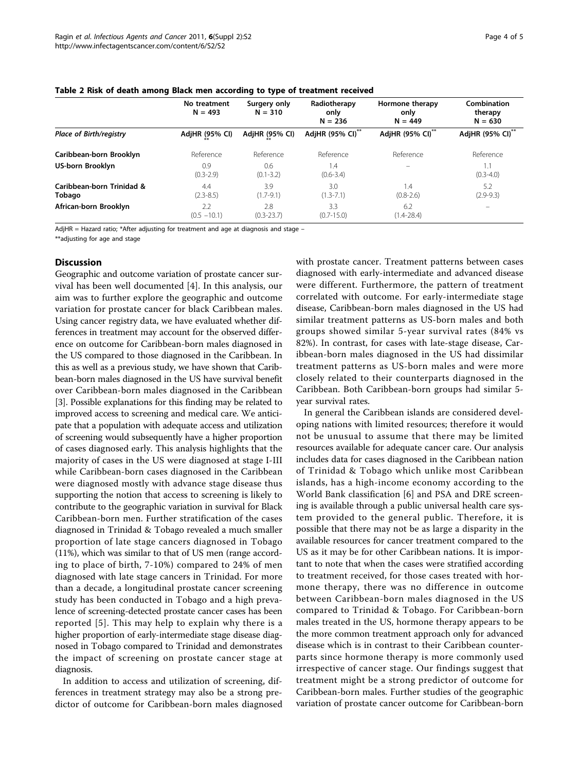**Table 2 Risk of death among Black men according to type of treatment received**

| | No treatment N = 493 | Surgery only N = 310 | Radiotherapy only N = 236 | Hormone therapy only N = 449 | Combination therapy N = 630 |
|---|---|---|---|---|---|
| *Place of Birth/registry* | AdjHR (95% CI) ** | AdjHR (95% CI) ** | AdjHR (95% CI) ** | AdjHR (95% CI) ** | AdjHR (95% CI) ** |
| **Caribbean-born Brooklyn** | Reference | Reference | Reference | Reference | Reference |
| **US-born Brooklyn** | 0.9 (0.3-2.9) | 0.6 (0.1-3.2) | 1.4 (0.6-3.4) | – | 1.1 (0.3-4.0) |
| **Caribbean-born Trinidad & Tobago** | 4.4 (2.3-8.5) | 3.9 (1.7-9.1) | 3.0 (1.3-7.1) | 1.4 (0.8-2.6) | 5.2 (2.9-9.3) |
| **African-born Brooklyn** | 2.2 (0.5 –10.1) | 2.8 (0.3-23.7) | 3.3 (0.7-15.0) | 6.2 (1.4-28.4) | – |

AdjHR = Hazard ratio; *After adjusting for treatment and age at diagnosis and stage –

**adjusting for age and stage

## Discussion

Geographic and outcome variation of prostate cancer survival has been well documented [4]. In this analysis, our aim was to further explore the geographic and outcome variation for prostate cancer for black Caribbean males. Using cancer registry data, we have evaluated whether differences in treatment may account for the observed difference on outcome for Caribbean-born males diagnosed in the US compared to those diagnosed in the Caribbean. In this as well as a previous study, we have shown that Caribbean-born males diagnosed in the US have survival benefit over Caribbean-born males diagnosed in the Caribbean [3]. Possible explanations for this finding may be related to improved access to screening and medical care. We anticipate that a population with adequate access and utilization of screening would subsequently have a higher proportion of cases diagnosed early. This analysis highlights that the majority of cases in the US were diagnosed at stage I-III while Caribbean-born cases diagnosed in the Caribbean were diagnosed mostly with advance stage disease thus supporting the notion that access to screening is likely to contribute to the geographic variation in survival for Black Caribbean-born men. Further stratification of the cases diagnosed in Trinidad & Tobago revealed a much smaller proportion of late stage cancers diagnosed in Tobago (11%), which was similar to that of US men (range according to place of birth, 7-10%) compared to 24% of men diagnosed with late stage cancers in Trinidad. For more than a decade, a longitudinal prostate cancer screening study has been conducted in Tobago and a high prevalence of screening-detected prostate cancer cases has been reported [5]. This may help to explain why there is a higher proportion of early-intermediate stage disease diagnosed in Tobago compared to Trinidad and demonstrates the impact of screening on prostate cancer stage at diagnosis.

In addition to access and utilization of screening, differences in treatment strategy may also be a strong predictor of outcome for Caribbean-born males diagnosed with prostate cancer. Treatment patterns between cases diagnosed with early-intermediate and advanced disease were different. Furthermore, the pattern of treatment correlated with outcome. For early-intermediate stage disease, Caribbean-born males diagnosed in the US had similar treatment patterns as US-born males and both groups showed similar 5-year survival rates (84% vs 82%). In contrast, for cases with late-stage disease, Caribbean-born males diagnosed in the US had dissimilar treatment patterns as US-born males and were more closely related to their counterparts diagnosed in the Caribbean. Both Caribbean-born groups had similar 5-year survival rates.

In general the Caribbean islands are considered developing nations with limited resources; therefore it would not be unusual to assume that there may be limited resources available for adequate cancer care. Our analysis includes data for cases diagnosed in the Caribbean nation of Trinidad & Tobago which unlike most Caribbean islands, has a high-income economy according to the World Bank classification [6] and PSA and DRE screening is available through a public universal health care system provided to the general public. Therefore, it is possible that there may not be as large a disparity in the available resources for cancer treatment compared to the US as it may be for other Caribbean nations. It is important to note that when the cases were stratified according to treatment received, for those cases treated with hormone therapy, there was no difference in outcome between Caribbean-born males diagnosed in the US compared to Trinidad & Tobago. For Caribbean-born males treated in the US, hormone therapy appears to be the more common treatment approach only for advanced disease which is in contrast to their Caribbean counterparts since hormone therapy is more commonly used irrespective of cancer stage. Our findings suggest that treatment might be a strong predictor of outcome for Caribbean-born males. Further studies of the geographic variation of prostate cancer outcome for Caribbean-born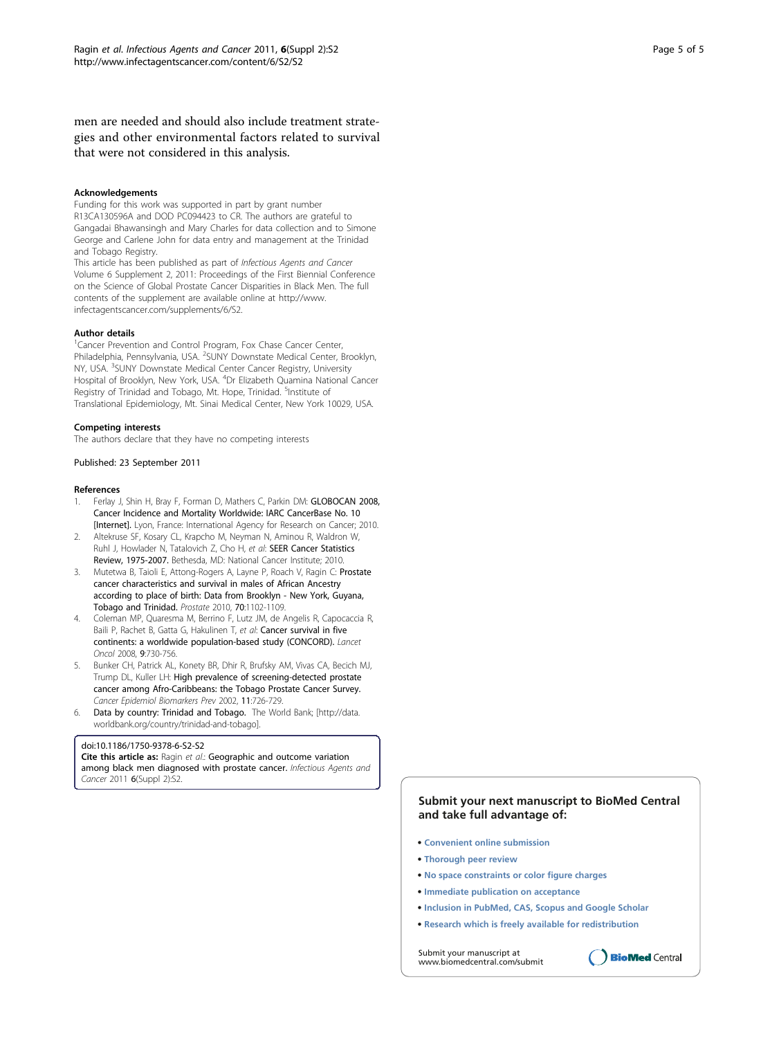men are needed and should also include treatment strategies and other environmental factors related to survival that were not considered in this analysis.

### Acknowledgements

Funding for this work was supported in part by grant number R13CA130596A and DOD PC094423 to CR. The authors are grateful to Gangadai Bhawansingh and Mary Charles for data collection and to Simone George and Carlene John for data entry and management at the Trinidad and Tobago Registry.

This article has been published as part of *Infectious Agents and Cancer* Volume 6 Supplement 2, 2011: Proceedings of the First Biennial Conference on the Science of Global Prostate Cancer Disparities in Black Men. The full contents of the supplement are available online at http://www.infectagentscancer.com/supplements/6/S2.

### Author details

[1]Cancer Prevention and Control Program, Fox Chase Cancer Center, Philadelphia, Pennsylvania, USA. [2]SUNY Downstate Medical Center, Brooklyn, NY, USA. [3]SUNY Downstate Medical Center Cancer Registry, University Hospital of Brooklyn, New York, USA. [4]Dr Elizabeth Quamina National Cancer Registry of Trinidad and Tobago, Mt. Hope, Trinidad. [5]Institute of Translational Epidemiology, Mt. Sinai Medical Center, New York 10029, USA.

### Competing interests

The authors declare that they have no competing interests

Published: 23 September 2011

### References

1. Ferlay J, Shin H, Bray F, Forman D, Mathers C, Parkin DM: **GLOBOCAN 2008, Cancer Incidence and Mortality Worldwide: IARC CancerBase No. 10 [Internet].** Lyon, France: International Agency for Research on Cancer; 2010.
2. Altekruse SF, Kosary CL, Krapcho M, Neyman N, Aminou R, Waldron W, Ruhl J, Howlader N, Tatalovich Z, Cho H, *et al*: **SEER Cancer Statistics Review, 1975-2007.** Bethesda, MD: National Cancer Institute; 2010.
3. Mutetwa B, Taioli E, Attong-Rogers A, Layne P, Roach V, Ragin C: **Prostate cancer characteristics and survival in males of African Ancestry according to place of birth: Data from Brooklyn - New York, Guyana, Tobago and Trinidad.** *Prostate* 2010, **70**:1102-1109.
4. Coleman MP, Quaresma M, Berrino F, Lutz JM, de Angelis R, Capocaccia R, Baili P, Rachet B, Gatta G, Hakulinen T, *et al*: **Cancer survival in five continents: a worldwide population-based study (CONCORD).** *Lancet Oncol* 2008, **9**:730-756.
5. Bunker CH, Patrick AL, Konety BR, Dhir R, Brufsky AM, Vivas CA, Becich MJ, Trump DL, Kuller LH: **High prevalence of screening-detected prostate cancer among Afro-Caribbeans: the Tobago Prostate Cancer Survey.** *Cancer Epidemiol Biomarkers Prev* 2002, **11**:726-729.
6. **Data by country: Trinidad and Tobago.** The World Bank; [http://data.worldbank.org/country/trinidad-and-tobago].

doi:10.1186/1750-9378-6-S2-S2

**Cite this article as:** Ragin *et al.*: Geographic and outcome variation among black men diagnosed with prostate cancer. *Infectious Agents and Cancer* 2011 **6**(Suppl 2):S2.